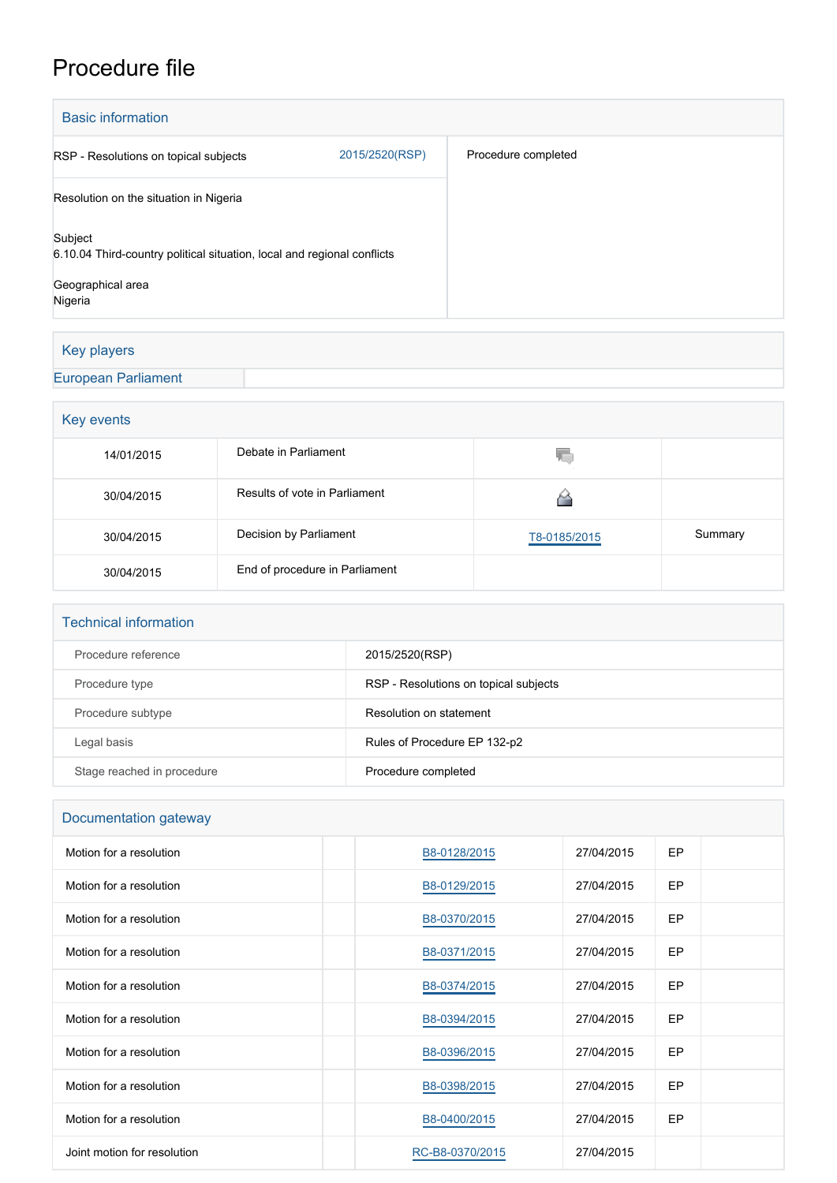# Procedure file

## Basic information

| | | |
|---|---|---|
| RSP - Resolutions on topical subjects | 2015/2520(RSP) | Procedure completed |
| Resolution on the situation in Nigeria | | |
| Subject<br>6.10.04 Third-country political situation, local and regional conflicts<br><br>Geographical area<br>Nigeria | | |

## Key players

| | |
|---|---|
| European Parliament | |

## Key events

| | | | |
|---|---|---|---|
| 14/01/2015 | Debate in Parliament | | |
| 30/04/2015 | Results of vote in Parliament | | |
| 30/04/2015 | Decision by Parliament | T8-0185/2015 | Summary |
| 30/04/2015 | End of procedure in Parliament | | |

## Technical information

| | |
|---|---|
| Procedure reference | 2015/2520(RSP) |
| Procedure type | RSP - Resolutions on topical subjects |
| Procedure subtype | Resolution on statement |
| Legal basis | Rules of Procedure EP 132-p2 |
| Stage reached in procedure | Procedure completed |

## Documentation gateway

| | | | | | |
|---|---|---|---|---|---|
| Motion for a resolution | | B8-0128/2015 | 27/04/2015 | EP | |
| Motion for a resolution | | B8-0129/2015 | 27/04/2015 | EP | |
| Motion for a resolution | | B8-0370/2015 | 27/04/2015 | EP | |
| Motion for a resolution | | B8-0371/2015 | 27/04/2015 | EP | |
| Motion for a resolution | | B8-0374/2015 | 27/04/2015 | EP | |
| Motion for a resolution | | B8-0394/2015 | 27/04/2015 | EP | |
| Motion for a resolution | | B8-0396/2015 | 27/04/2015 | EP | |
| Motion for a resolution | | B8-0398/2015 | 27/04/2015 | EP | |
| Motion for a resolution | | B8-0400/2015 | 27/04/2015 | EP | |
| Joint motion for resolution | | RC-B8-0370/2015 | 27/04/2015 | | |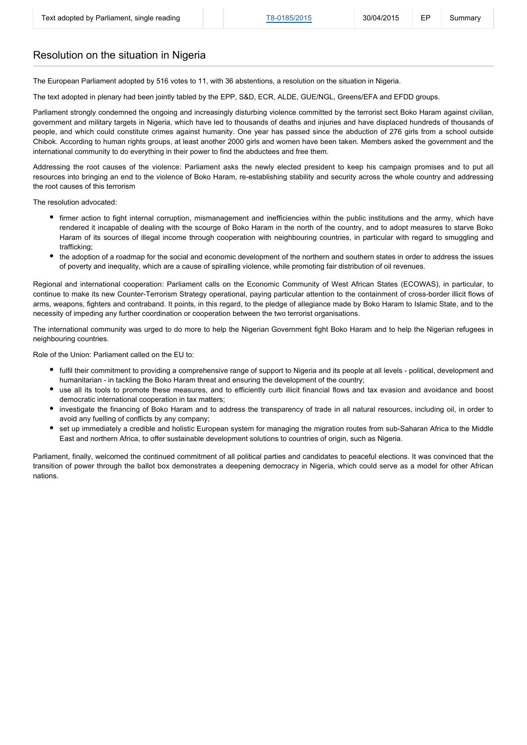| Text adopted by Parliament, single reading | | T8-0185/2015 | 30/04/2015 | EP | Summary |
|---|---|---|---|---|---|

## Resolution on the situation in Nigeria

The European Parliament adopted by 516 votes to 11, with 36 abstentions, a resolution on the situation in Nigeria.

The text adopted in plenary had been jointly tabled by the EPP, S&D, ECR, ALDE, GUE/NGL, Greens/EFA and EFDD groups.

Parliament strongly condemned the ongoing and increasingly disturbing violence committed by the terrorist sect Boko Haram against civilian, government and military targets in Nigeria, which have led to thousands of deaths and injuries and have displaced hundreds of thousands of people, and which could constitute crimes against humanity. One year has passed since the abduction of 276 girls from a school outside Chibok. According to human rights groups, at least another 2000 girls and women have been taken. Members asked the government and the international community to do everything in their power to find the abductees and free them.

Addressing the root causes of the violence: Parliament asks the newly elected president to keep his campaign promises and to put all resources into bringing an end to the violence of Boko Haram, re-establishing stability and security across the whole country and addressing the root causes of this terrorism

The resolution advocated:

- firmer action to fight internal corruption, mismanagement and inefficiencies within the public institutions and the army, which have rendered it incapable of dealing with the scourge of Boko Haram in the north of the country, and to adopt measures to starve Boko Haram of its sources of illegal income through cooperation with neighbouring countries, in particular with regard to smuggling and trafficking;
- the adoption of a roadmap for the social and economic development of the northern and southern states in order to address the issues of poverty and inequality, which are a cause of spiralling violence, while promoting fair distribution of oil revenues.

Regional and international cooperation: Parliament calls on the Economic Community of West African States (ECOWAS), in particular, to continue to make its new Counter-Terrorism Strategy operational, paying particular attention to the containment of cross-border illicit flows of arms, weapons, fighters and contraband. It points, in this regard, to the pledge of allegiance made by Boko Haram to Islamic State, and to the necessity of impeding any further coordination or cooperation between the two terrorist organisations.

The international community was urged to do more to help the Nigerian Government fight Boko Haram and to help the Nigerian refugees in neighbouring countries.

Role of the Union: Parliament called on the EU to:

- fulfil their commitment to providing a comprehensive range of support to Nigeria and its people at all levels - political, development and humanitarian - in tackling the Boko Haram threat and ensuring the development of the country;
- use all its tools to promote these measures, and to efficiently curb illicit financial flows and tax evasion and avoidance and boost democratic international cooperation in tax matters;
- investigate the financing of Boko Haram and to address the transparency of trade in all natural resources, including oil, in order to avoid any fuelling of conflicts by any company;
- set up immediately a credible and holistic European system for managing the migration routes from sub-Saharan Africa to the Middle East and northern Africa, to offer sustainable development solutions to countries of origin, such as Nigeria.

Parliament, finally, welcomed the continued commitment of all political parties and candidates to peaceful elections. It was convinced that the transition of power through the ballot box demonstrates a deepening democracy in Nigeria, which could serve as a model for other African nations.